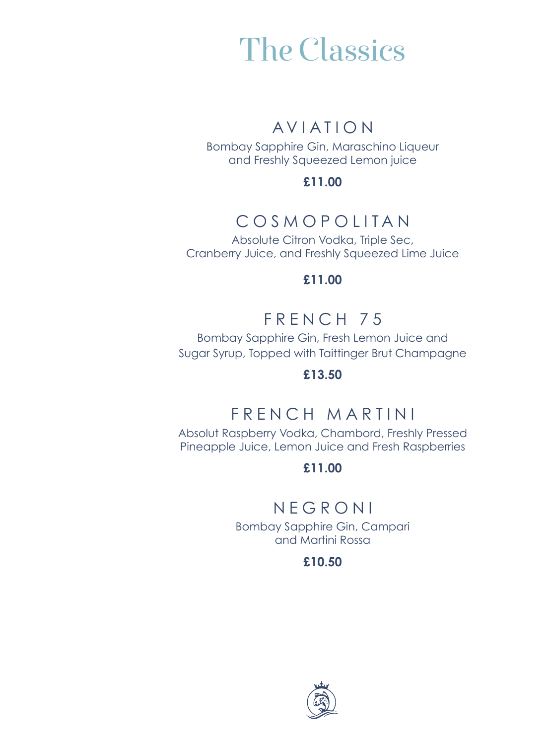# The Classics

## AVIATION

Bombay Sapphire Gin, Maraschino Liqueur and Freshly Squeezed Lemon juice

**£11.00**

## COSMOPOLITAN

Absolute Citron Vodka, Triple Sec, Cranberry Juice, and Freshly Squeezed Lime Juice

**£11.00**

## FRENCH 75

Bombay Sapphire Gin, Fresh Lemon Juice and Sugar Syrup, Topped with Taittinger Brut Champagne

**£13.50**

## FRENCH MARTINI

Absolut Raspberry Vodka, Chambord, Freshly Pressed Pineapple Juice, Lemon Juice and Fresh Raspberries

**£11.00**

## NEGRONI

Bombay Sapphire Gin, Campari and Martini Rossa

**£10.50**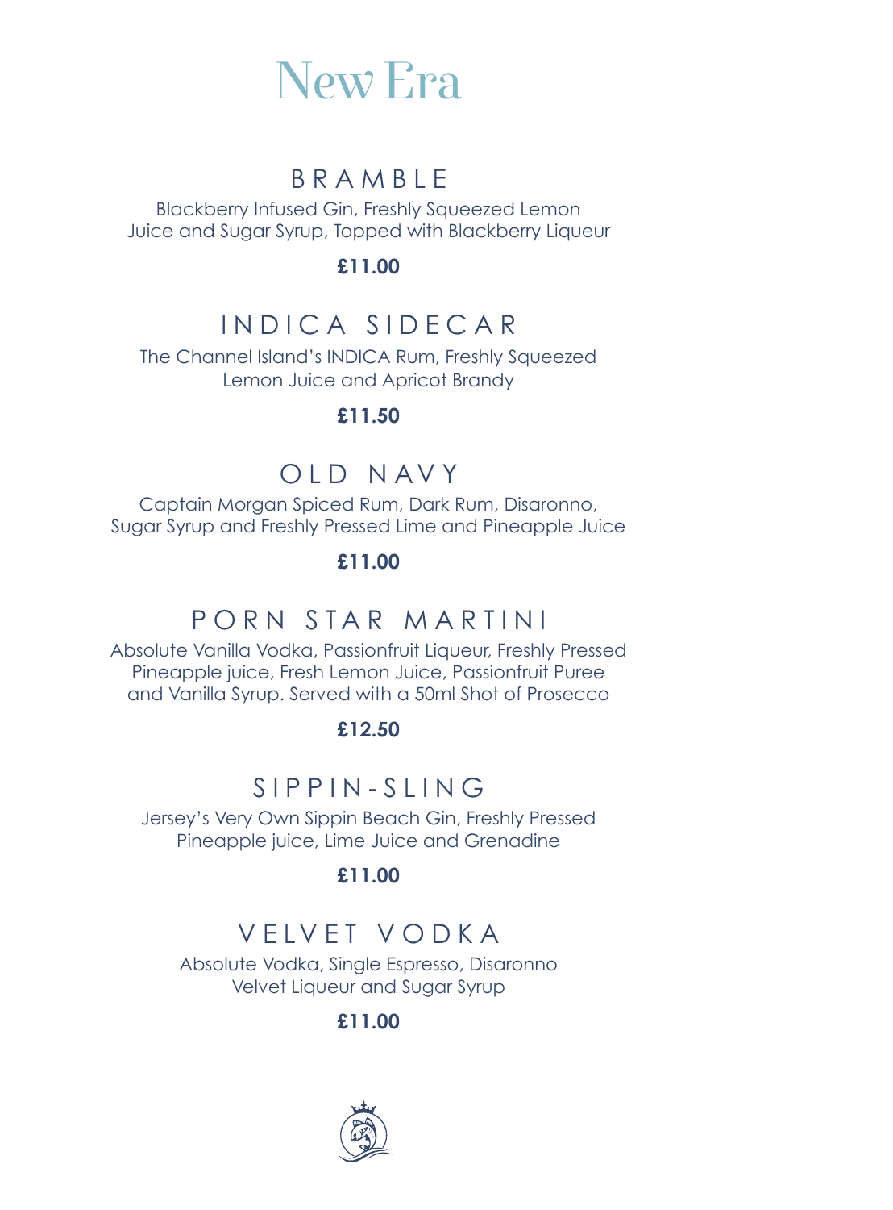# New Era

## BRAMBLE

Blackberry Infused Gin, Freshly Squeezed Lemon Juice and Sugar Syrup, Topped with Blackberry Liqueur

**£11.00**

## INDICA SIDECAR

The Channel Island's INDICA Rum, Freshly Squeezed Lemon Juice and Apricot Brandy

**£11.50**

## OLD NAVY

Captain Morgan Spiced Rum, Dark Rum, Disaronno, Sugar Syrup and Freshly Pressed Lime and Pineapple Juice

**£11.00**

## PORN STAR MARTINI

Absolute Vanilla Vodka, Passionfruit Liqueur, Freshly Pressed Pineapple juice, Fresh Lemon Juice, Passionfruit Puree and Vanilla Syrup. Served with a 50ml Shot of Prosecco

**£12.50**

## SIPPIN-SLING

Jersey's Very Own Sippin Beach Gin, Freshly Pressed Pineapple juice, Lime Juice and Grenadine

**£11.00**

## VELVET VODKA

Absolute Vodka, Single Espresso, Disaronno Velvet Liqueur and Sugar Syrup

**£11.00**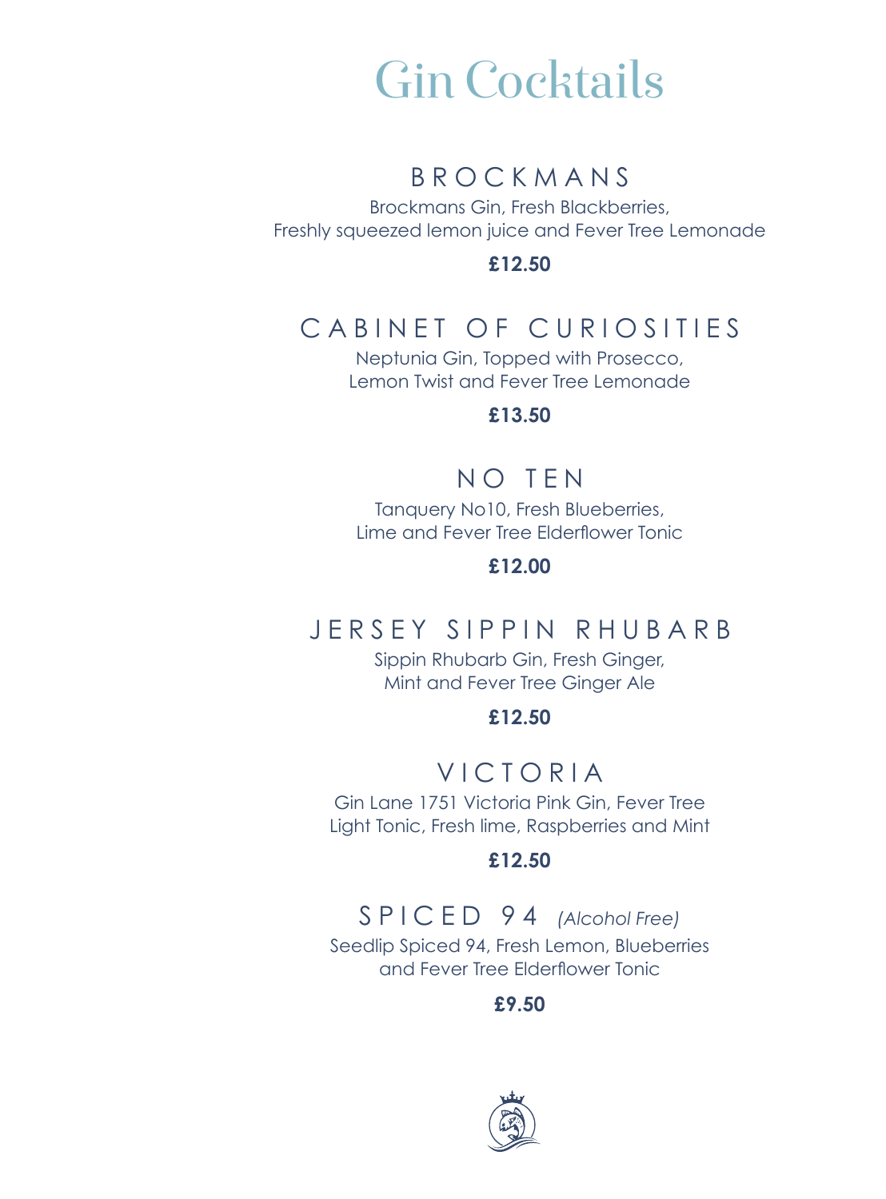# Gin Cocktails

## BROCKMANS

Brockmans Gin, Fresh Blackberries,
Freshly squeezed lemon juice and Fever Tree Lemonade

**£12.50**

## CABINET OF CURIOSITIES

Neptunia Gin, Topped with Prosecco,
Lemon Twist and Fever Tree Lemonade

**£13.50**

## NO TEN

Tanquery No10, Fresh Blueberries,
Lime and Fever Tree Elderflower Tonic

**£12.00**

## JERSEY SIPPIN RHUBARB

Sippin Rhubarb Gin, Fresh Ginger,
Mint and Fever Tree Ginger Ale

**£12.50**

## VICTORIA

Gin Lane 1751 Victoria Pink Gin, Fever Tree
Light Tonic, Fresh lime, Raspberries and Mint

**£12.50**

## SPICED 94 *(Alcohol Free)*

Seedlip Spiced 94, Fresh Lemon, Blueberries
and Fever Tree Elderflower Tonic

**£9.50**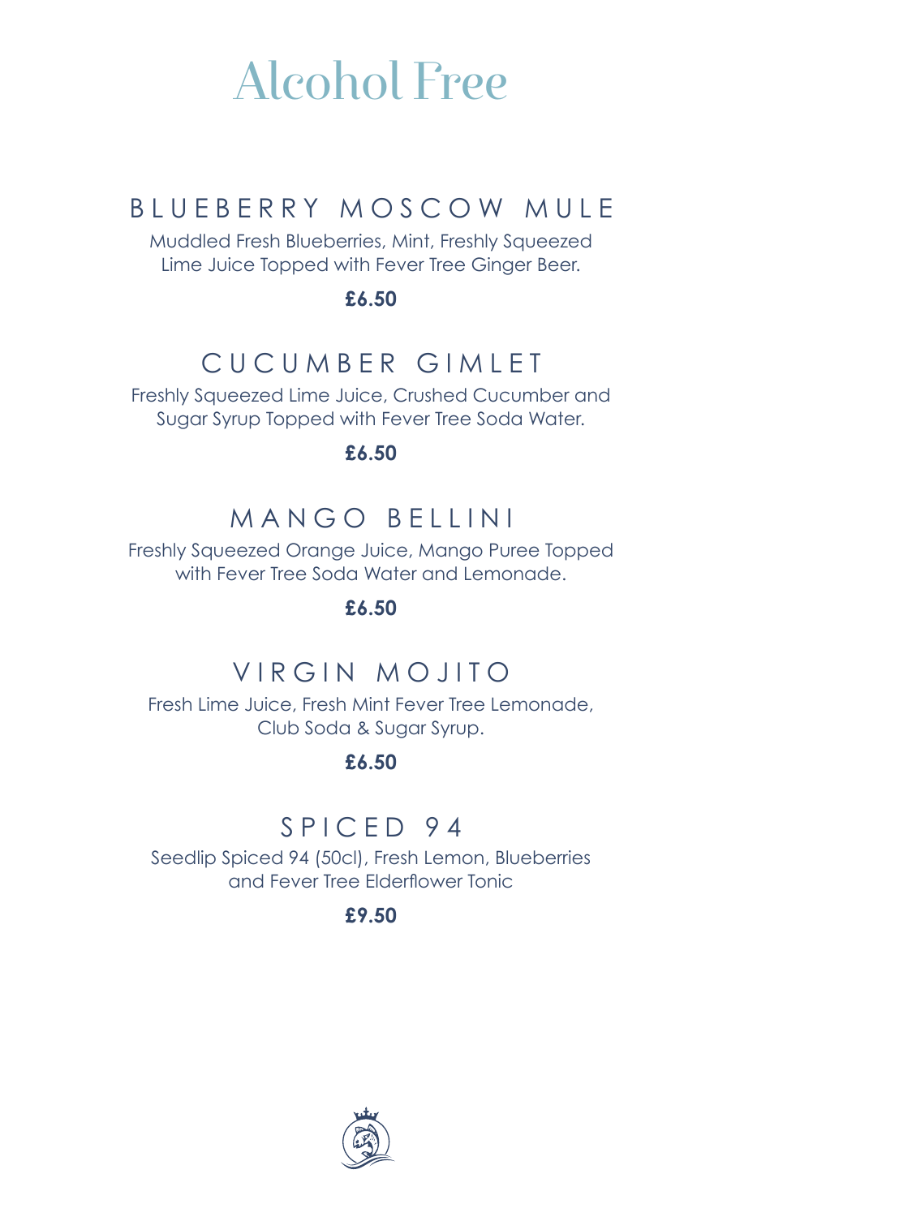# Alcohol Free

## BLUEBERRY MOSCOW MULE

Muddled Fresh Blueberries, Mint, Freshly Squeezed Lime Juice Topped with Fever Tree Ginger Beer.

**£6.50**

## CUCUMBER GIMLET

Freshly Squeezed Lime Juice, Crushed Cucumber and Sugar Syrup Topped with Fever Tree Soda Water.

**£6.50**

## MANGO BELLINI

Freshly Squeezed Orange Juice, Mango Puree Topped with Fever Tree Soda Water and Lemonade.

**£6.50**

## VIRGIN MOJITO

Fresh Lime Juice, Fresh Mint Fever Tree Lemonade, Club Soda & Sugar Syrup.

**£6.50**

## SPICED 94

Seedlip Spiced 94 (50cl), Fresh Lemon, Blueberries and Fever Tree Elderflower Tonic

**£9.50**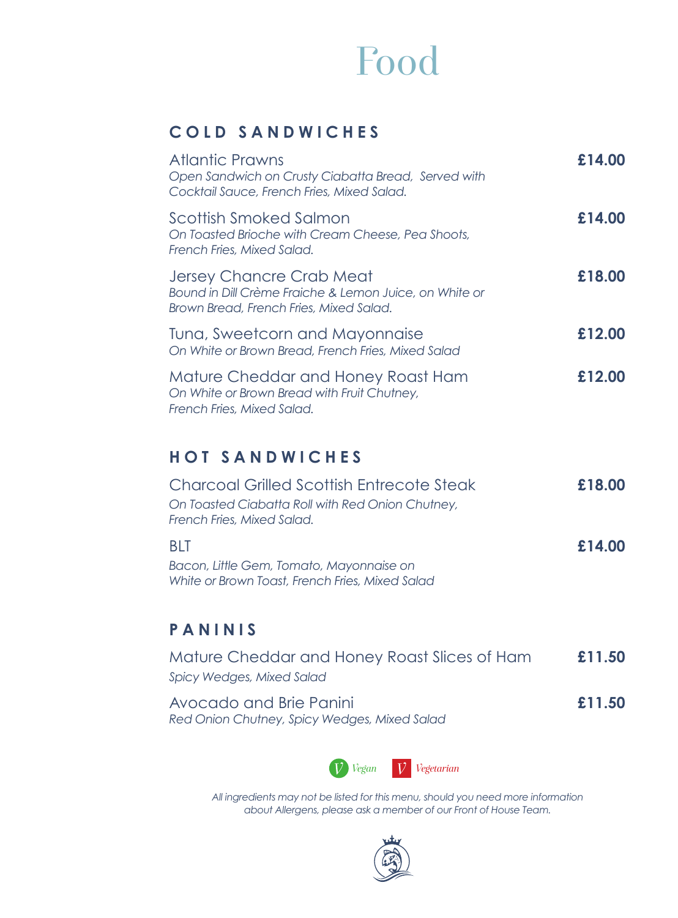# Food

## COLD SANDWICHES

**Atlantic Prawns** — **£14.00**
*Open Sandwich on Crusty Ciabatta Bread, Served with Cocktail Sauce, French Fries, Mixed Salad.*

**Scottish Smoked Salmon** — **£14.00**
*On Toasted Brioche with Cream Cheese, Pea Shoots, French Fries, Mixed Salad.*

**Jersey Chancre Crab Meat** — **£18.00**
*Bound in Dill Crème Fraiche & Lemon Juice, on White or Brown Bread, French Fries, Mixed Salad.*

**Tuna, Sweetcorn and Mayonnaise** — **£12.00**
*On White or Brown Bread, French Fries, Mixed Salad*

**Mature Cheddar and Honey Roast Ham** — **£12.00**
*On White or Brown Bread with Fruit Chutney, French Fries, Mixed Salad.*

## HOT SANDWICHES

**Charcoal Grilled Scottish Entrecote Steak** — **£18.00**
*On Toasted Ciabatta Roll with Red Onion Chutney, French Fries, Mixed Salad.*

**BLT** — **£14.00**
*Bacon, Little Gem, Tomato, Mayonnaise on White or Brown Toast, French Fries, Mixed Salad*

## PANINIS

**Mature Cheddar and Honey Roast Slices of Ham** — **£11.50**
*Spicy Wedges, Mixed Salad*

**Avocado and Brie Panini** — **£11.50**
*Red Onion Chutney, Spicy Wedges, Mixed Salad*

V Vegan   V Vegetarian

*All ingredients may not be listed for this menu, should you need more information about Allergens, please ask a member of our Front of House Team.*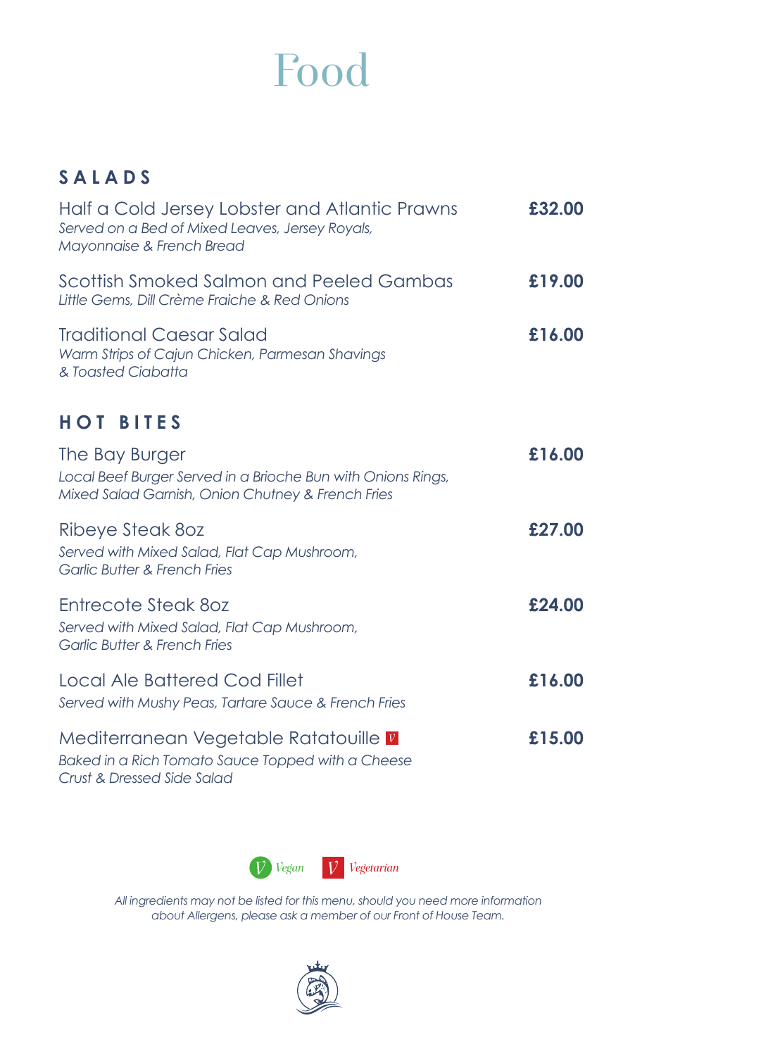# Food

## SALADS

Half a Cold Jersey Lobster and Atlantic Prawns **£32.00**
*Served on a Bed of Mixed Leaves, Jersey Royals, Mayonnaise & French Bread*

Scottish Smoked Salmon and Peeled Gambas **£19.00**
*Little Gems, Dill Crème Fraiche & Red Onions*

Traditional Caesar Salad **£16.00**
*Warm Strips of Cajun Chicken, Parmesan Shavings & Toasted Ciabatta*

## HOT BITES

The Bay Burger **£16.00**
*Local Beef Burger Served in a Brioche Bun with Onions Rings, Mixed Salad Garnish, Onion Chutney & French Fries*

Ribeye Steak 8oz **£27.00**
*Served with Mixed Salad, Flat Cap Mushroom, Garlic Butter & French Fries*

Entrecote Steak 8oz **£24.00**
*Served with Mixed Salad, Flat Cap Mushroom, Garlic Butter & French Fries*

Local Ale Battered Cod Fillet **£16.00**
*Served with Mushy Peas, Tartare Sauce & French Fries*

Mediterranean Vegetable Ratatouille V **£15.00**
*Baked in a Rich Tomato Sauce Topped with a Cheese Crust & Dressed Side Salad*

V *Vegan* V *Vegetarian*

*All ingredients may not be listed for this menu, should you need more information about Allergens, please ask a member of our Front of House Team.*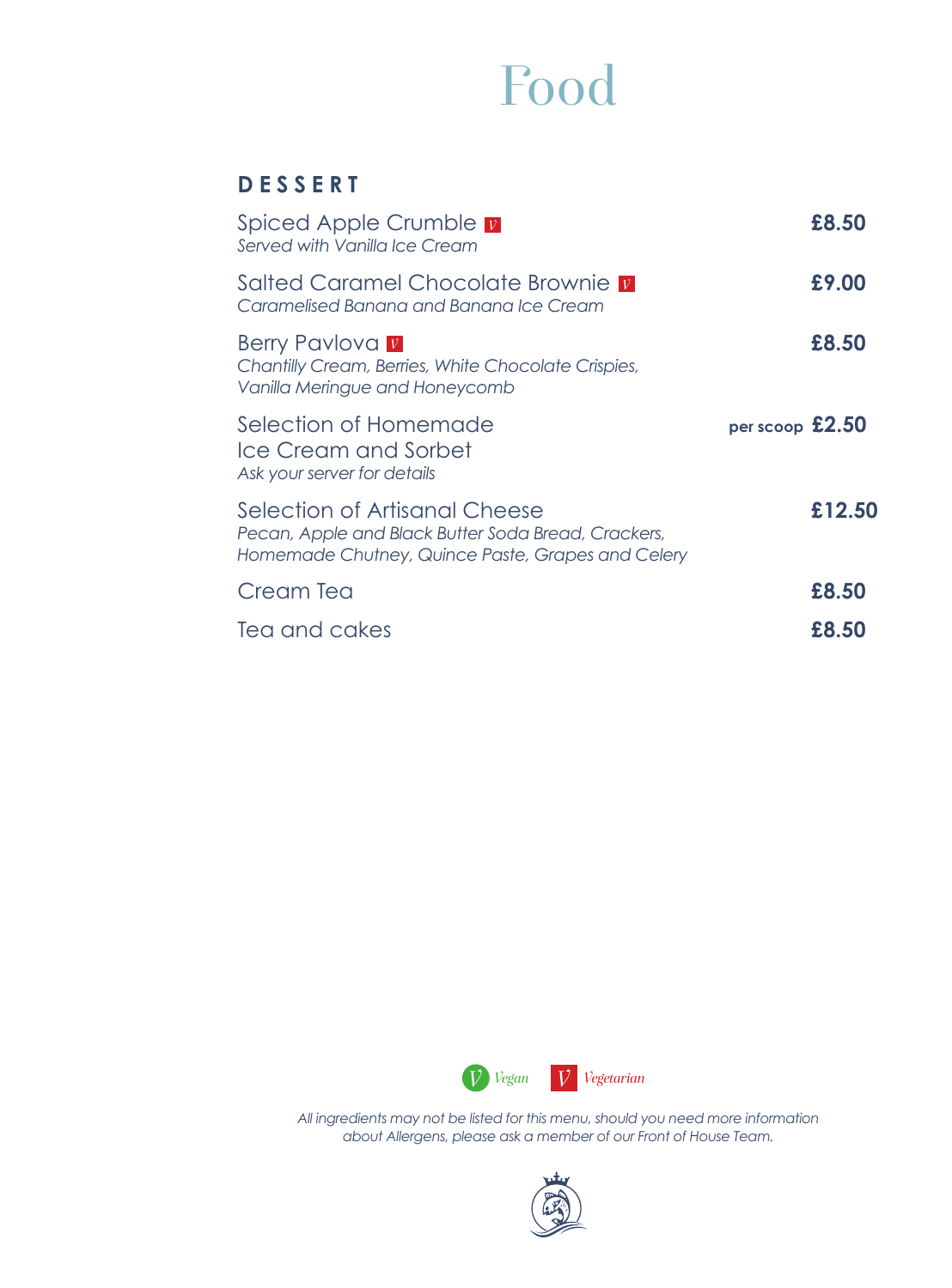# Food

## DESSERT

**Spiced Apple Crumble** V — **£8.50**
*Served with Vanilla Ice Cream*

**Salted Caramel Chocolate Brownie** V — **£9.00**
*Caramelised Banana and Banana Ice Cream*

**Berry Pavlova** V — **£8.50**
*Chantilly Cream, Berries, White Chocolate Crispies, Vanilla Meringue and Honeycomb*

**Selection of Homemade Ice Cream and Sorbet** — per scoop **£2.50**
*Ask your server for details*

**Selection of Artisanal Cheese** — **£12.50**
*Pecan, Apple and Black Butter Soda Bread, Crackers, Homemade Chutney, Quince Paste, Grapes and Celery*

**Cream Tea** — **£8.50**

**Tea and cakes** — **£8.50**

V *Vegan* V *Vegetarian*

*All ingredients may not be listed for this menu, should you need more information about Allergens, please ask a member of our Front of House Team.*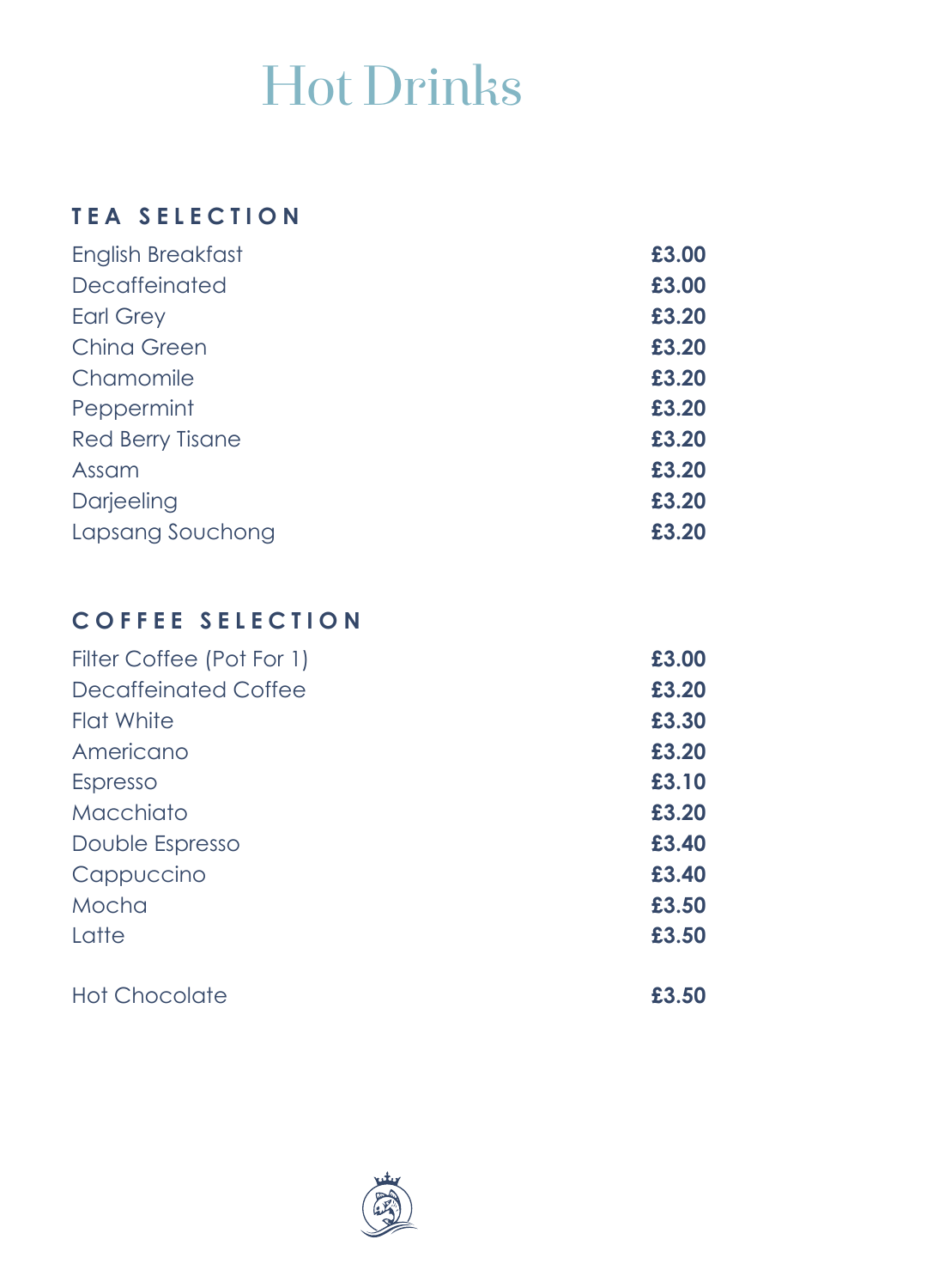# Hot Drinks

## TEA SELECTION

| Item | Price |
|---|---|
| English Breakfast | **£3.00** |
| Decaffeinated | **£3.00** |
| Earl Grey | **£3.20** |
| China Green | **£3.20** |
| Chamomile | **£3.20** |
| Peppermint | **£3.20** |
| Red Berry Tisane | **£3.20** |
| Assam | **£3.20** |
| Darjeeling | **£3.20** |
| Lapsang Souchong | **£3.20** |

## COFFEE SELECTION

| Item | Price |
|---|---|
| Filter Coffee (Pot For 1) | **£3.00** |
| Decaffeinated Coffee | **£3.20** |
| Flat White | **£3.30** |
| Americano | **£3.20** |
| Espresso | **£3.10** |
| Macchiato | **£3.20** |
| Double Espresso | **£3.40** |
| Cappuccino | **£3.40** |
| Mocha | **£3.50** |
| Latte | **£3.50** |

| Item | Price |
|---|---|
| Hot Chocolate | **£3.50** |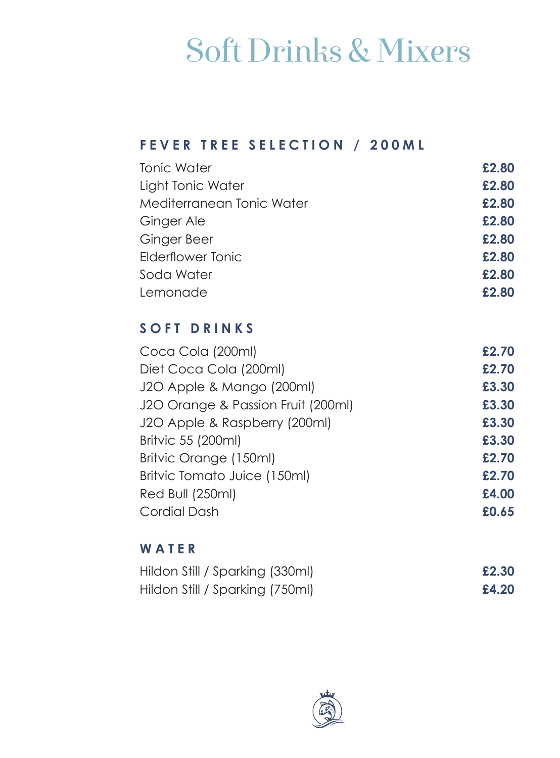# Soft Drinks & Mixers

## FEVER TREE SELECTION / 200ML

| | |
|---|---|
| Tonic Water | **£2.80** |
| Light Tonic Water | **£2.80** |
| Mediterranean Tonic Water | **£2.80** |
| Ginger Ale | **£2.80** |
| Ginger Beer | **£2.80** |
| Elderflower Tonic | **£2.80** |
| Soda Water | **£2.80** |
| Lemonade | **£2.80** |

## SOFT DRINKS

| | |
|---|---|
| Coca Cola (200ml) | **£2.70** |
| Diet Coca Cola (200ml) | **£2.70** |
| J2O Apple & Mango (200ml) | **£3.30** |
| J2O Orange & Passion Fruit (200ml) | **£3.30** |
| J2O Apple & Raspberry (200ml) | **£3.30** |
| Britvic 55 (200ml) | **£3.30** |
| Britvic Orange (150ml) | **£2.70** |
| Britvic Tomato Juice (150ml) | **£2.70** |
| Red Bull (250ml) | **£4.00** |
| Cordial Dash | **£0.65** |

## WATER

| | |
|---|---|
| Hildon Still / Sparking (330ml) | **£2.30** |
| Hildon Still / Sparking (750ml) | **£4.20** |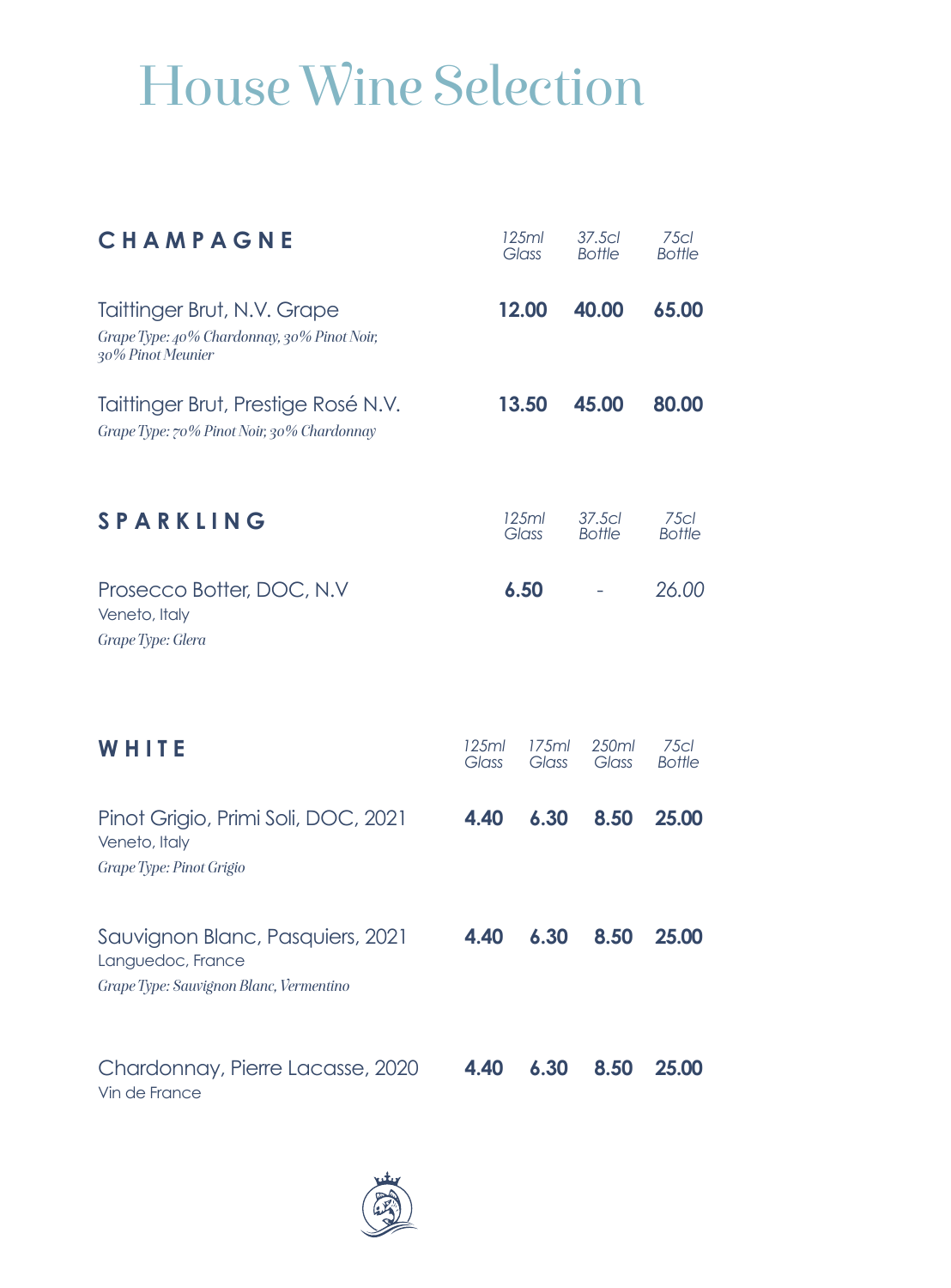# House Wine Selection

| CHAMPAGNE | 125ml Glass | 37.5cl Bottle | 75cl Bottle |
|---|---|---|---|
| Taittinger Brut, N.V. Grape<br>*Grape Type: 40% Chardonnay, 30% Pinot Noir, 30% Pinot Meunier* | **12.00** | **40.00** | **65.00** |
| Taittinger Brut, Prestige Rosé N.V.<br>*Grape Type: 70% Pinot Noir, 30% Chardonnay* | **13.50** | **45.00** | **80.00** |

| SPARKLING | 125ml Glass | 37.5cl Bottle | 75cl Bottle |
|---|---|---|---|
| Prosecco Botter, DOC, N.V<br>Veneto, Italy<br>*Grape Type: Glera* | **6.50** | - | *26.00* |

| WHITE | 125ml Glass | 175ml Glass | 250ml Glass | 75cl Bottle |
|---|---|---|---|---|
| Pinot Grigio, Primi Soli, DOC, 2021<br>Veneto, Italy<br>*Grape Type: Pinot Grigio* | **4.40** | **6.30** | **8.50** | **25.00** |
| Sauvignon Blanc, Pasquiers, 2021<br>Languedoc, France<br>*Grape Type: Sauvignon Blanc, Vermentino* | **4.40** | **6.30** | **8.50** | **25.00** |
| Chardonnay, Pierre Lacasse, 2020<br>Vin de France | **4.40** | **6.30** | **8.50** | **25.00** |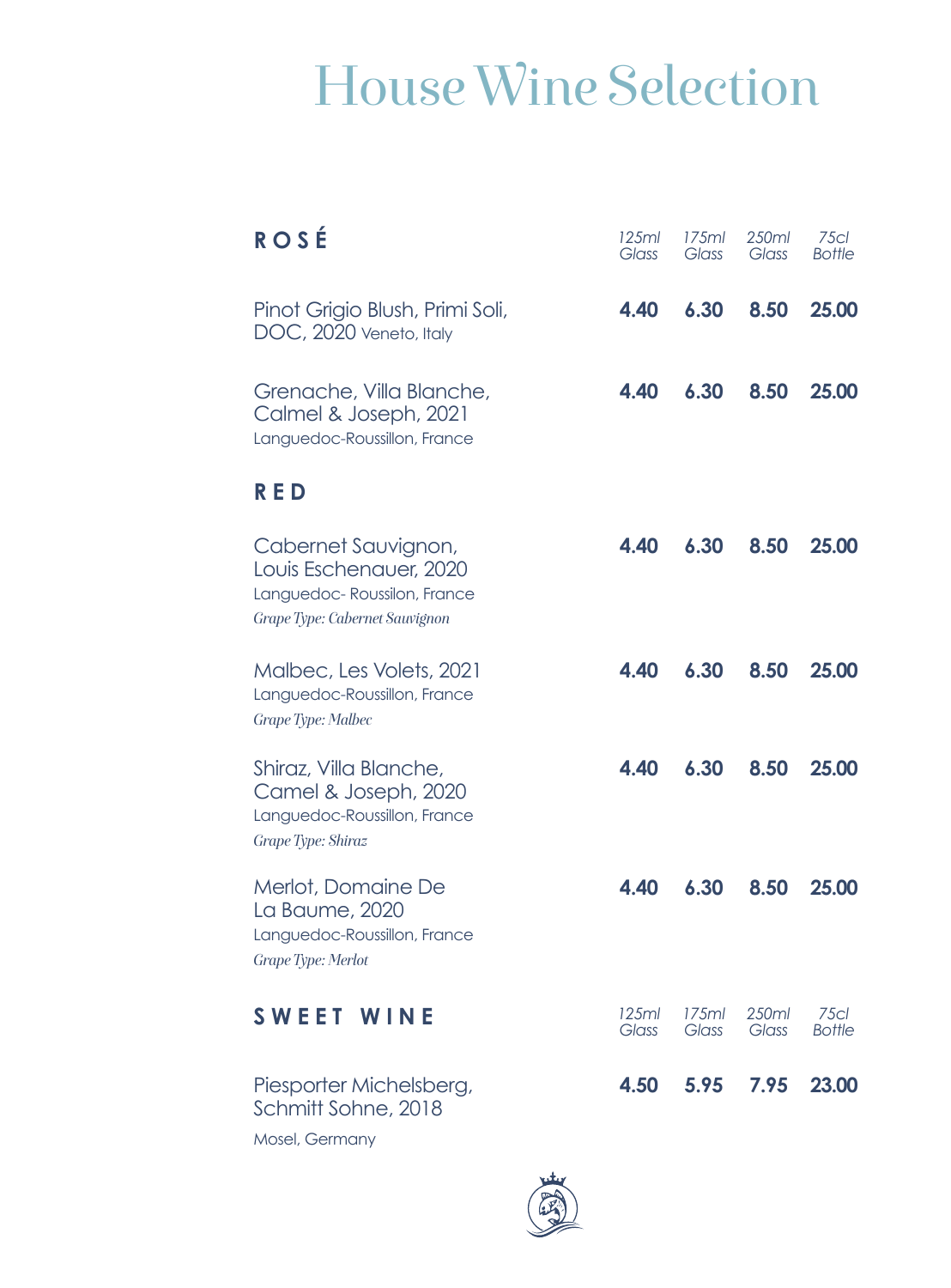# House Wine Selection

| ROSÉ | 125ml Glass | 175ml Glass | 250ml Glass | 75cl Bottle |
|---|---|---|---|---|
| Pinot Grigio Blush, Primi Soli, DOC, 2020 Veneto, Italy | **4.40** | **6.30** | **8.50** | **25.00** |
| Grenache, Villa Blanche, Calmel & Joseph, 2021<br>Languedoc-Roussillon, France | **4.40** | **6.30** | **8.50** | **25.00** |

| RED | 125ml Glass | 175ml Glass | 250ml Glass | 75cl Bottle |
|---|---|---|---|---|
| Cabernet Sauvignon, Louis Eschenauer, 2020<br>Languedoc- Roussilon, France<br>*Grape Type: Cabernet Sauvignon* | **4.40** | **6.30** | **8.50** | **25.00** |
| Malbec, Les Volets, 2021<br>Languedoc-Roussillon, France<br>*Grape Type: Malbec* | **4.40** | **6.30** | **8.50** | **25.00** |
| Shiraz, Villa Blanche, Camel & Joseph, 2020<br>Languedoc-Roussillon, France<br>*Grape Type: Shiraz* | **4.40** | **6.30** | **8.50** | **25.00** |
| Merlot, Domaine De La Baume, 2020<br>Languedoc-Roussillon, France<br>*Grape Type: Merlot* | **4.40** | **6.30** | **8.50** | **25.00** |

| SWEET WINE | 125ml Glass | 175ml Glass | 250ml Glass | 75cl Bottle |
|---|---|---|---|---|
| Piesporter Michelsberg, Schmitt Sohne, 2018<br>Mosel, Germany | **4.50** | **5.95** | **7.95** | **23.00** |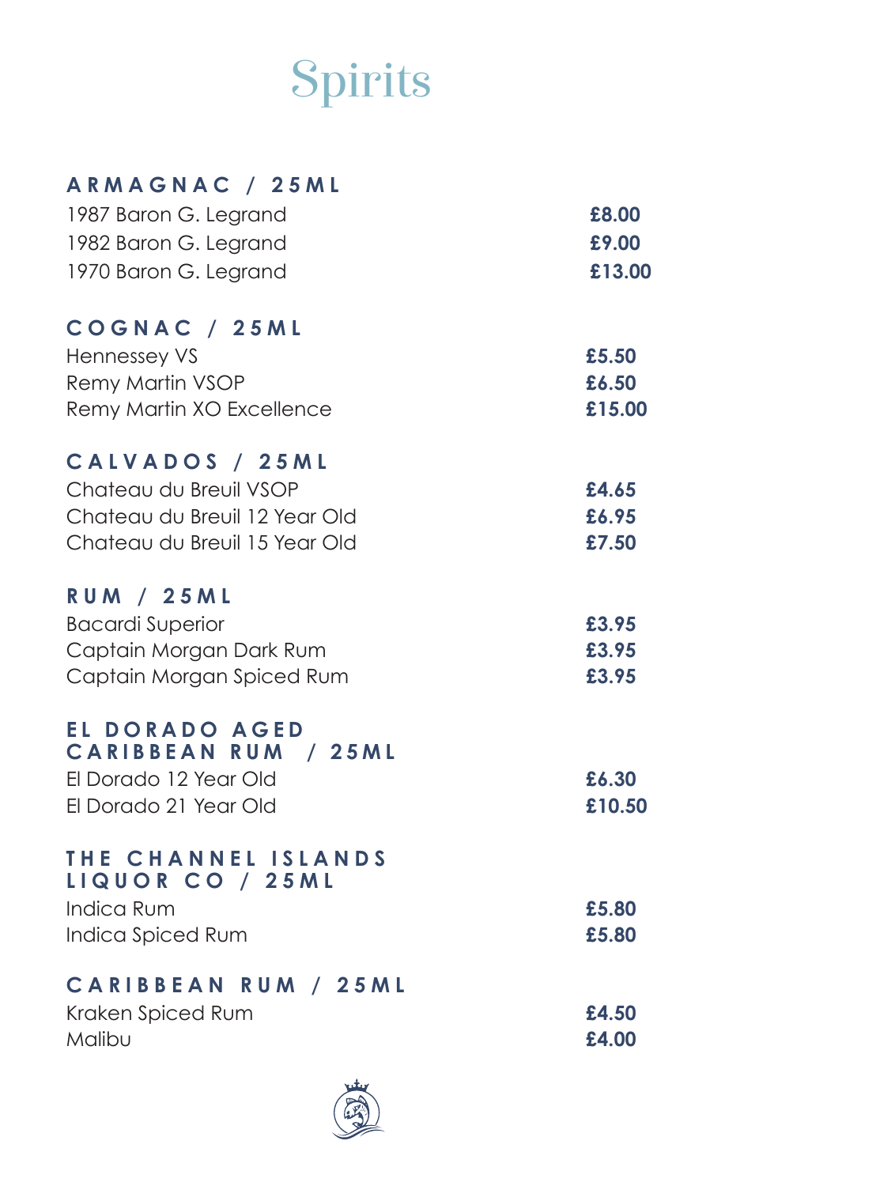# Spirits

## ARMAGNAC / 25ML

| | |
|---|---|
| 1987 Baron G. Legrand | **£8.00** |
| 1982 Baron G. Legrand | **£9.00** |
| 1970 Baron G. Legrand | **£13.00** |

## COGNAC / 25ML

| | |
|---|---|
| Hennessey VS | **£5.50** |
| Remy Martin VSOP | **£6.50** |
| Remy Martin XO Excellence | **£15.00** |

## CALVADOS / 25ML

| | |
|---|---|
| Chateau du Breuil VSOP | **£4.65** |
| Chateau du Breuil 12 Year Old | **£6.95** |
| Chateau du Breuil 15 Year Old | **£7.50** |

## RUM / 25ML

| | |
|---|---|
| Bacardi Superior | **£3.95** |
| Captain Morgan Dark Rum | **£3.95** |
| Captain Morgan Spiced Rum | **£3.95** |

## EL DORADO AGED CARIBBEAN RUM / 25ML

| | |
|---|---|
| El Dorado 12 Year Old | **£6.30** |
| El Dorado 21 Year Old | **£10.50** |

## THE CHANNEL ISLANDS LIQUOR CO / 25ML

| | |
|---|---|
| Indica Rum | **£5.80** |
| Indica Spiced Rum | **£5.80** |

## CARIBBEAN RUM / 25ML

| | |
|---|---|
| Kraken Spiced Rum | **£4.50** |
| Malibu | **£4.00** |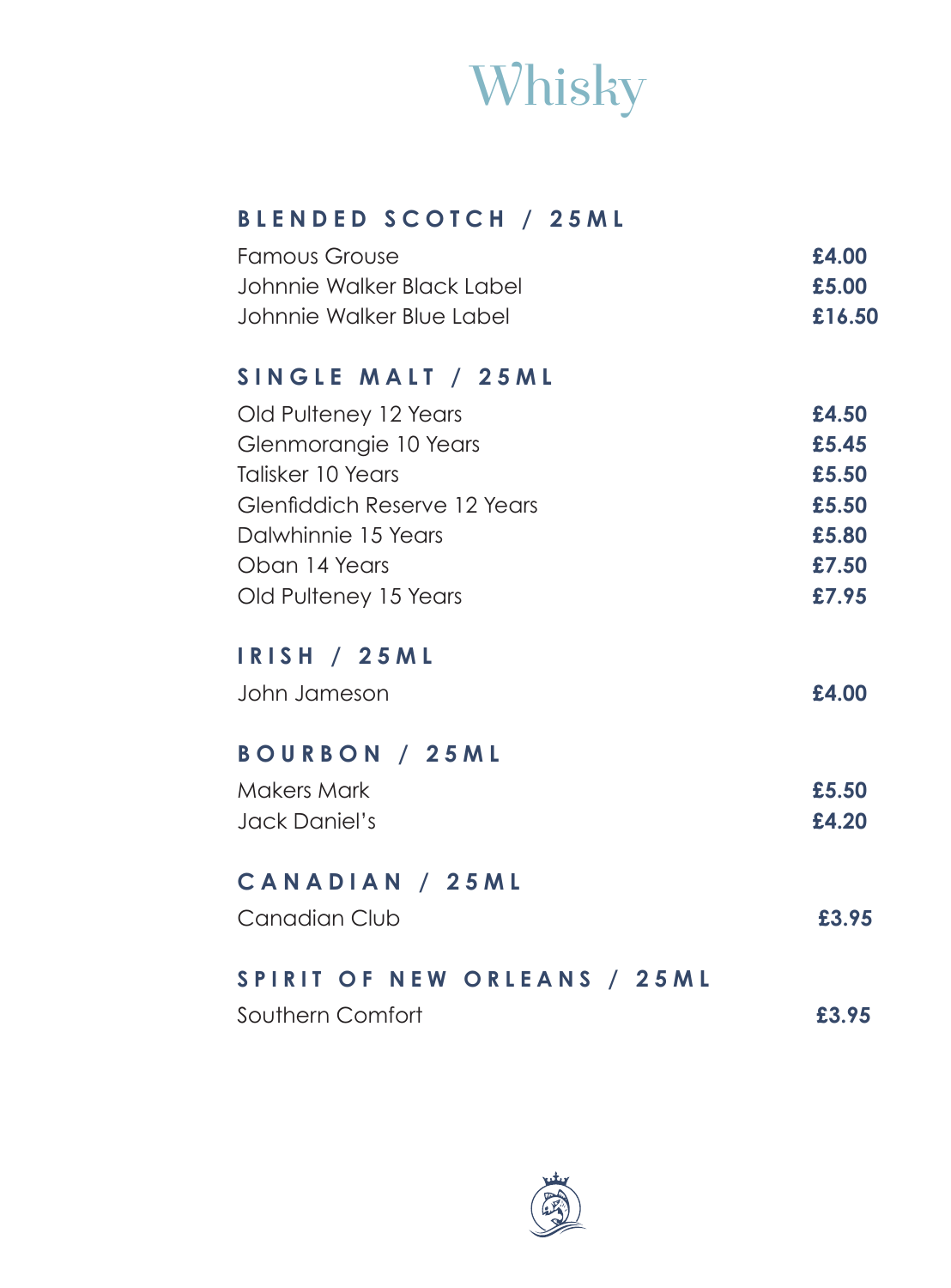# Whisky

## BLENDED SCOTCH / 25ML

| Item | Price |
| --- | --- |
| Famous Grouse | **£4.00** |
| Johnnie Walker Black Label | **£5.00** |
| Johnnie Walker Blue Label | **£16.50** |

## SINGLE MALT / 25ML

| Item | Price |
| --- | --- |
| Old Pulteney 12 Years | **£4.50** |
| Glenmorangie 10 Years | **£5.45** |
| Talisker 10 Years | **£5.50** |
| Glenfiddich Reserve 12 Years | **£5.50** |
| Dalwhinnie 15 Years | **£5.80** |
| Oban 14 Years | **£7.50** |
| Old Pulteney 15 Years | **£7.95** |

## IRISH / 25ML

| Item | Price |
| --- | --- |
| John Jameson | **£4.00** |

## BOURBON / 25ML

| Item | Price |
| --- | --- |
| Makers Mark | **£5.50** |
| Jack Daniel's | **£4.20** |

## CANADIAN / 25ML

| Item | Price |
| --- | --- |
| Canadian Club | **£3.95** |

## SPIRIT OF NEW ORLEANS / 25ML

| Item | Price |
| --- | --- |
| Southern Comfort | **£3.95** |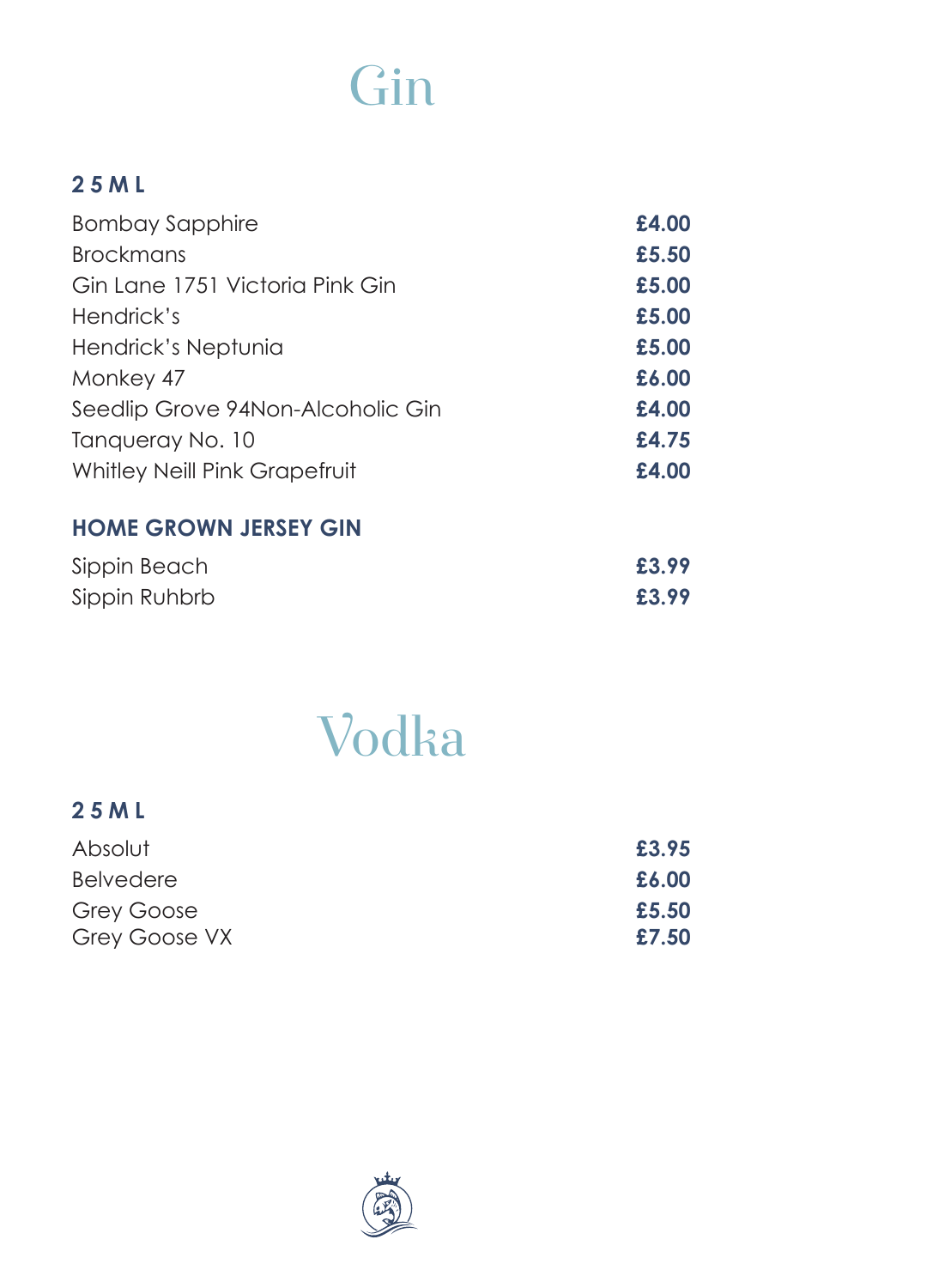# Gin

## 25ML

| | |
|---|---|
| Bombay Sapphire | **£4.00** |
| Brockmans | **£5.50** |
| Gin Lane 1751 Victoria Pink Gin | **£5.00** |
| Hendrick's | **£5.00** |
| Hendrick's Neptunia | **£5.00** |
| Monkey 47 | **£6.00** |
| Seedlip Grove 94Non-Alcoholic Gin | **£4.00** |
| Tanqueray No. 10 | **£4.75** |
| Whitley Neill Pink Grapefruit | **£4.00** |

## HOME GROWN JERSEY GIN

| | |
|---|---|
| Sippin Beach | **£3.99** |
| Sippin Ruhbrb | **£3.99** |

# Vodka

## 25ML

| | |
|---|---|
| Absolut | **£3.95** |
| Belvedere | **£6.00** |
| Grey Goose | **£5.50** |
| Grey Goose VX | **£7.50** |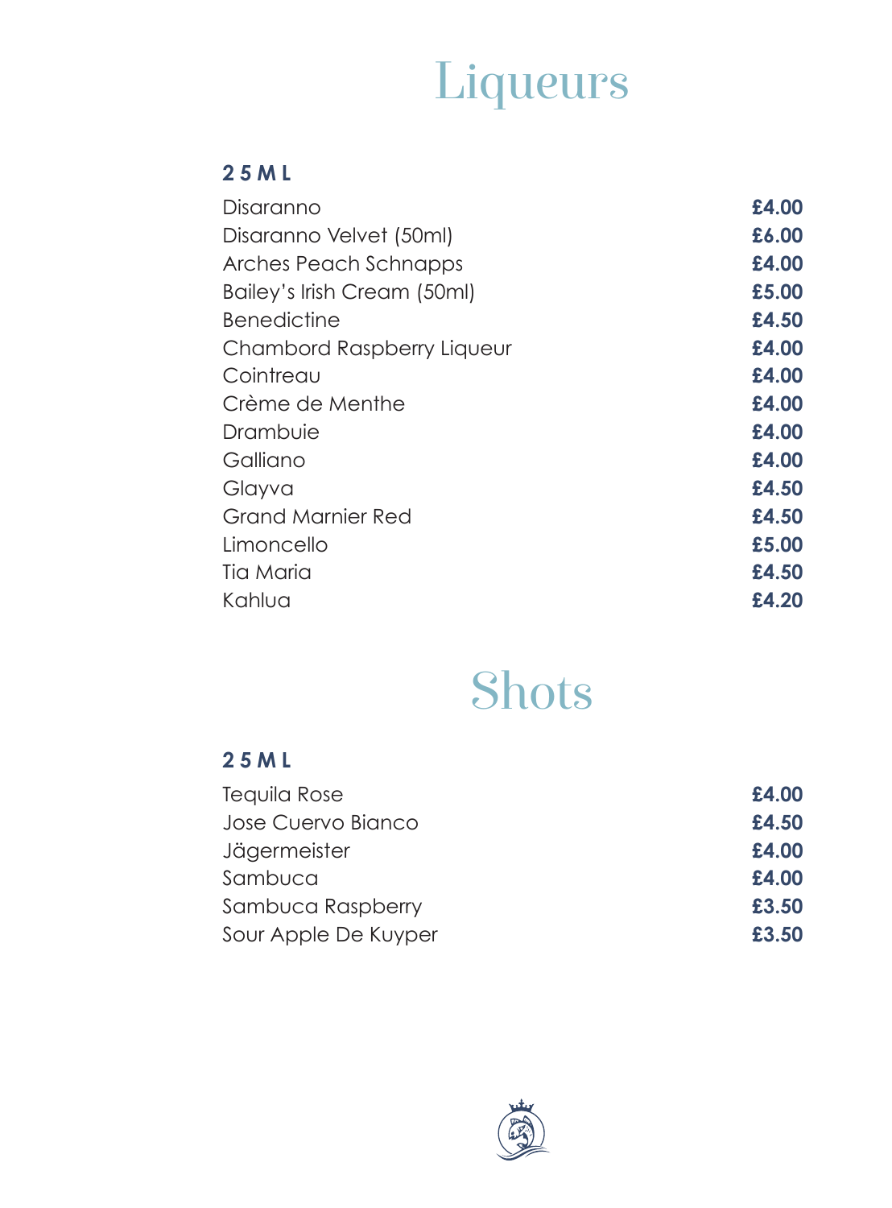# Liqueurs

**25ML**

| | |
|---|---|
| Disaranno | **£4.00** |
| Disaranno Velvet (50ml) | **£6.00** |
| Arches Peach Schnapps | **£4.00** |
| Bailey's Irish Cream (50ml) | **£5.00** |
| Benedictine | **£4.50** |
| Chambord Raspberry Liqueur | **£4.00** |
| Cointreau | **£4.00** |
| Crème de Menthe | **£4.00** |
| Drambuie | **£4.00** |
| Galliano | **£4.00** |
| Glayva | **£4.50** |
| Grand Marnier Red | **£4.50** |
| Limoncello | **£5.00** |
| Tia Maria | **£4.50** |
| Kahlua | **£4.20** |

# Shots

**25ML**

| | |
|---|---|
| Tequila Rose | **£4.00** |
| Jose Cuervo Bianco | **£4.50** |
| Jägermeister | **£4.00** |
| Sambuca | **£4.00** |
| Sambuca Raspberry | **£3.50** |
| Sour Apple De Kuyper | **£3.50** |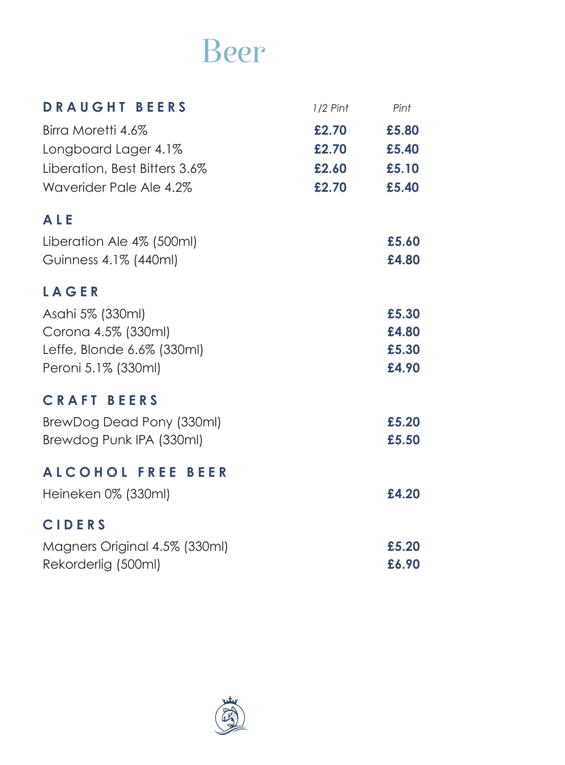# Beer

## DRAUGHT BEERS

| | 1/2 Pint | Pint |
|---|---|---|
| Birra Moretti 4.6% | **£2.70** | **£5.80** |
| Longboard Lager 4.1% | **£2.70** | **£5.40** |
| Liberation, Best Bitters 3.6% | **£2.60** | **£5.10** |
| Waverider Pale Ale 4.2% | **£2.70** | **£5.40** |

## ALE

| | |
|---|---|
| Liberation Ale 4% (500ml) | **£5.60** |
| Guinness 4.1% (440ml) | **£4.80** |

## LAGER

| | |
|---|---|
| Asahi 5% (330ml) | **£5.30** |
| Corona 4.5% (330ml) | **£4.80** |
| Leffe, Blonde 6.6% (330ml) | **£5.30** |
| Peroni 5.1% (330ml) | **£4.90** |

## CRAFT BEERS

| | |
|---|---|
| BrewDog Dead Pony (330ml) | **£5.20** |
| Brewdog Punk IPA (330ml) | **£5.50** |

## ALCOHOL FREE BEER

| | |
|---|---|
| Heineken 0% (330ml) | **£4.20** |

## CIDERS

| | |
|---|---|
| Magners Original 4.5% (330ml) | **£5.20** |
| Rekorderlig (500ml) | **£6.90** |